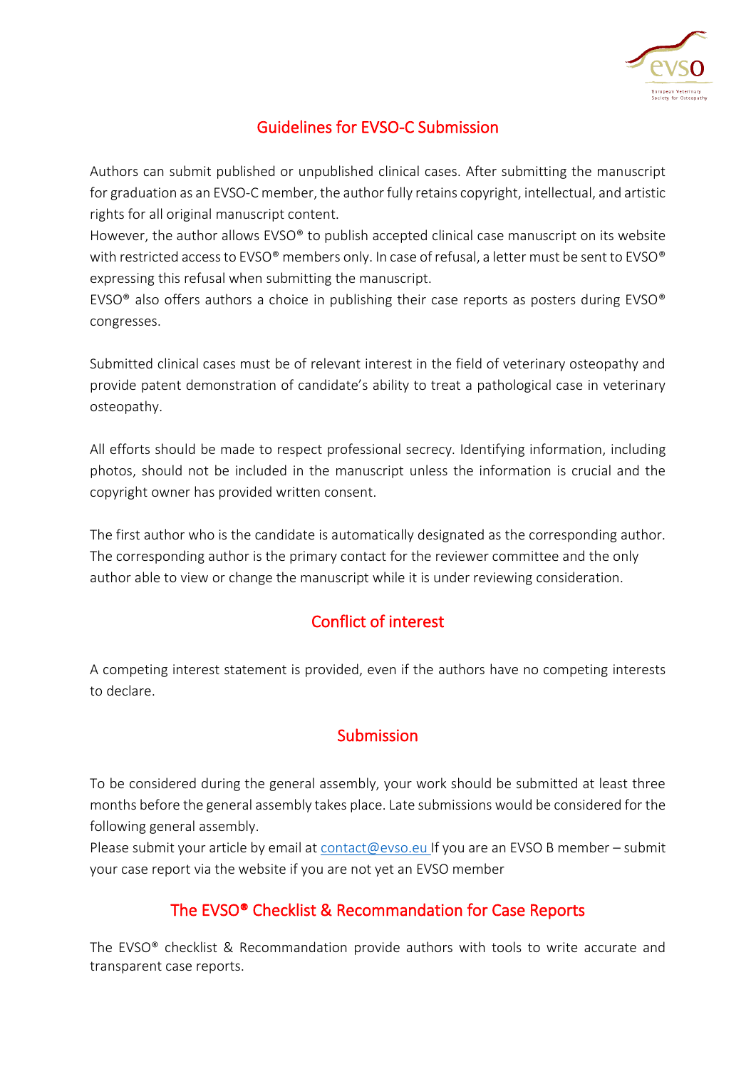# Guidelines for EVSO-C Submission

Authors can submit published or unpublished clinical cases. After submitting the manuscript for graduation as an EVSO-C member, the author fully retains copyright, intellectual, and artistic rights for all original manuscript content.
However, the author allows EVSO® to publish accepted clinical case manuscript on its website with restricted access to EVSO® members only. In case of refusal, a letter must be sent to EVSO® expressing this refusal when submitting the manuscript.
EVSO® also offers authors a choice in publishing their case reports as posters during EVSO® congresses.

Submitted clinical cases must be of relevant interest in the field of veterinary osteopathy and provide patent demonstration of candidate's ability to treat a pathological case in veterinary osteopathy.

All efforts should be made to respect professional secrecy. Identifying information, including photos, should not be included in the manuscript unless the information is crucial and the copyright owner has provided written consent.

The first author who is the candidate is automatically designated as the corresponding author. The corresponding author is the primary contact for the reviewer committee and the only author able to view or change the manuscript while it is under reviewing consideration.

## Conflict of interest

A competing interest statement is provided, even if the authors have no competing interests to declare.

## Submission

To be considered during the general assembly, your work should be submitted at least three months before the general assembly takes place. Late submissions would be considered for the following general assembly.
Please submit your article by email at contact@evso.eu If you are an EVSO B member – submit your case report via the website if you are not yet an EVSO member

## The EVSO® Checklist & Recommandation for Case Reports

The EVSO® checklist & Recommandation provide authors with tools to write accurate and transparent case reports.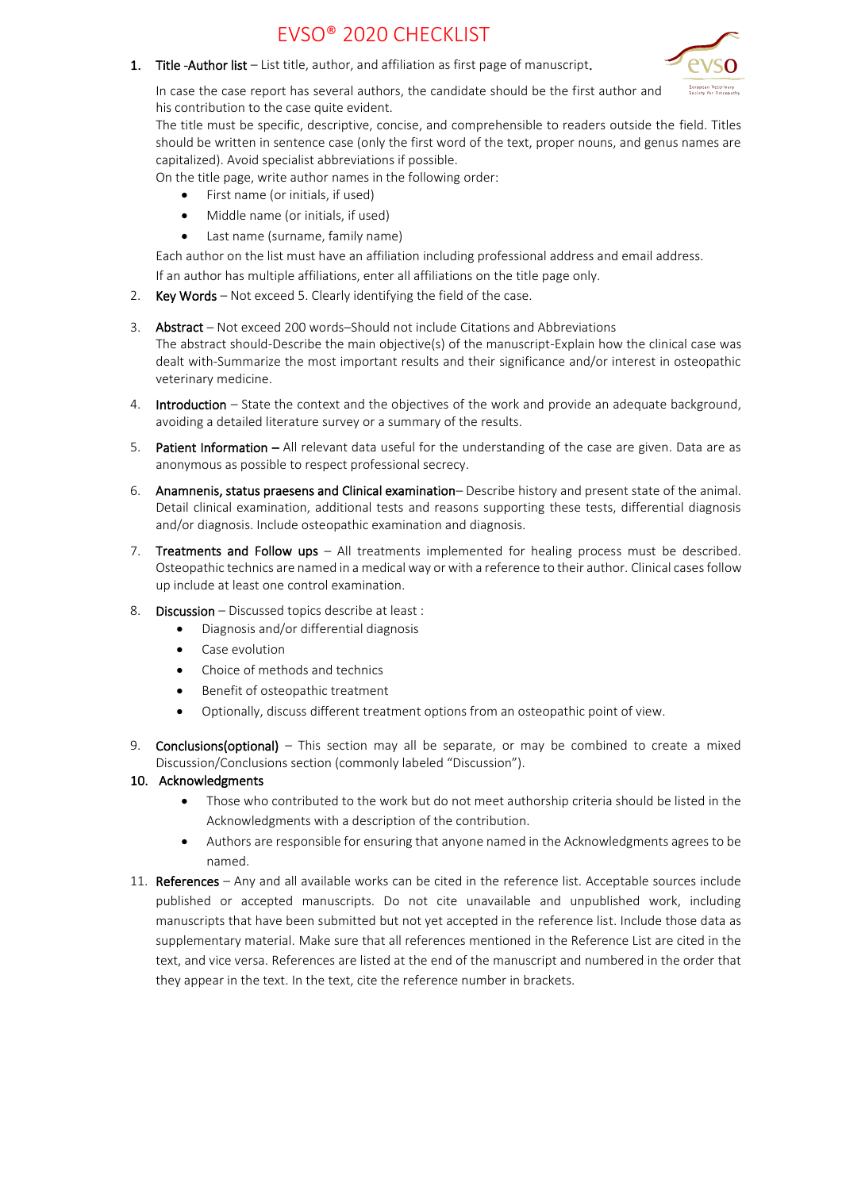# EVSO® 2020 CHECKLIST

1. **Title -Author list** – List title, author, and affiliation as first page of manuscript.

   In case the case report has several authors, the candidate should be the first author and his contribution to the case quite evident.

   The title must be specific, descriptive, concise, and comprehensible to readers outside the field. Titles should be written in sentence case (only the first word of the text, proper nouns, and genus names are capitalized). Avoid specialist abbreviations if possible.

   On the title page, write author names in the following order:

   - First name (or initials, if used)
   - Middle name (or initials, if used)
   - Last name (surname, family name)

   Each author on the list must have an affiliation including professional address and email address.

   If an author has multiple affiliations, enter all affiliations on the title page only.

2. **Key Words** – Not exceed 5. Clearly identifying the field of the case.

3. **Abstract** – Not exceed 200 words–Should not include Citations and Abbreviations

   The abstract should-Describe the main objective(s) of the manuscript-Explain how the clinical case was dealt with-Summarize the most important results and their significance and/or interest in osteopathic veterinary medicine.

4. **Introduction** – State the context and the objectives of the work and provide an adequate background, avoiding a detailed literature survey or a summary of the results.

5. **Patient Information –** All relevant data useful for the understanding of the case are given. Data are as anonymous as possible to respect professional secrecy.

6. **Anamnenis, status praesens and Clinical examination**– Describe history and present state of the animal. Detail clinical examination, additional tests and reasons supporting these tests, differential diagnosis and/or diagnosis. Include osteopathic examination and diagnosis.

7. **Treatments and Follow ups** – All treatments implemented for healing process must be described. Osteopathic technics are named in a medical way or with a reference to their author. Clinical cases follow up include at least one control examination.

8. **Discussion** – Discussed topics describe at least :

   - Diagnosis and/or differential diagnosis
   - Case evolution
   - Choice of methods and technics
   - Benefit of osteopathic treatment
   - Optionally, discuss different treatment options from an osteopathic point of view.

9. **Conclusions(optional)** – This section may all be separate, or may be combined to create a mixed Discussion/Conclusions section (commonly labeled "Discussion").

10. **Acknowledgments**

    - Those who contributed to the work but do not meet authorship criteria should be listed in the Acknowledgments with a description of the contribution.
    - Authors are responsible for ensuring that anyone named in the Acknowledgments agrees to be named.

11. **References** – Any and all available works can be cited in the reference list. Acceptable sources include published or accepted manuscripts. Do not cite unavailable and unpublished work, including manuscripts that have been submitted but not yet accepted in the reference list. Include those data as supplementary material. Make sure that all references mentioned in the Reference List are cited in the text, and vice versa. References are listed at the end of the manuscript and numbered in the order that they appear in the text. In the text, cite the reference number in brackets.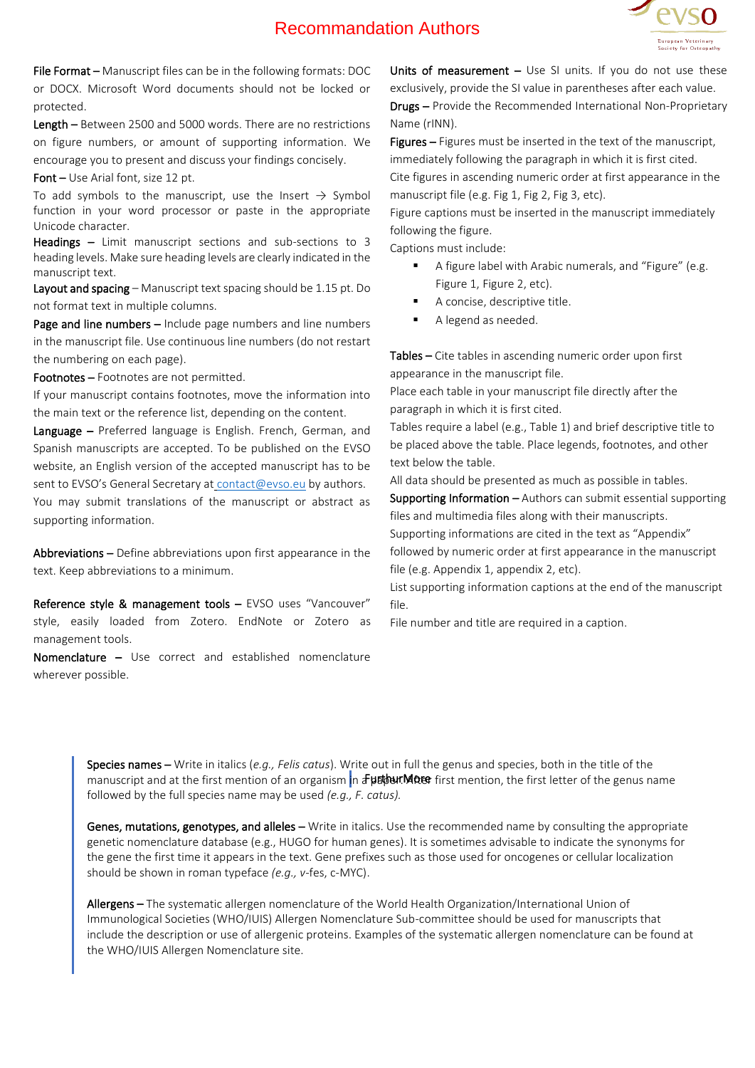# Recommandation Authors

**File Format** – Manuscript files can be in the following formats: DOC or DOCX. Microsoft Word documents should not be locked or protected.

**Length** – Between 2500 and 5000 words. There are no restrictions on figure numbers, or amount of supporting information. We encourage you to present and discuss your findings concisely.

**Font** – Use Arial font, size 12 pt.

To add symbols to the manuscript, use the Insert → Symbol function in your word processor or paste in the appropriate Unicode character.

**Headings** – Limit manuscript sections and sub-sections to 3 heading levels. Make sure heading levels are clearly indicated in the manuscript text.

**Layout and spacing** – Manuscript text spacing should be 1.15 pt. Do not format text in multiple columns.

**Page and line numbers** – Include page numbers and line numbers in the manuscript file. Use continuous line numbers (do not restart the numbering on each page).

**Footnotes** – Footnotes are not permitted.

If your manuscript contains footnotes, move the information into the main text or the reference list, depending on the content.

**Language** – Preferred language is English. French, German, and Spanish manuscripts are accepted. To be published on the EVSO website, an English version of the accepted manuscript has to be sent to EVSO's General Secretary at contact@evso.eu by authors. You may submit translations of the manuscript or abstract as supporting information.

**Abbreviations** – Define abbreviations upon first appearance in the text. Keep abbreviations to a minimum.

**Reference style & management tools** – EVSO uses "Vancouver" style, easily loaded from Zotero. EndNote or Zotero as management tools.

**Nomenclature** – Use correct and established nomenclature wherever possible.

**Units of measurement** – Use SI units. If you do not use these exclusively, provide the SI value in parentheses after each value.

**Drugs** – Provide the Recommended International Non-Proprietary Name (rINN).

**Figures** – Figures must be inserted in the text of the manuscript, immediately following the paragraph in which it is first cited.

Cite figures in ascending numeric order at first appearance in the manuscript file (e.g. Fig 1, Fig 2, Fig 3, etc).

Figure captions must be inserted in the manuscript immediately following the figure.

Captions must include:

- A figure label with Arabic numerals, and "Figure" (e.g. Figure 1, Figure 2, etc).
- A concise, descriptive title.
- A legend as needed.

**Tables** – Cite tables in ascending numeric order upon first appearance in the manuscript file.

Place each table in your manuscript file directly after the paragraph in which it is first cited.

Tables require a label (e.g., Table 1) and brief descriptive title to be placed above the table. Place legends, footnotes, and other text below the table.

All data should be presented as much as possible in tables.

**Supporting Information** – Authors can submit essential supporting files and multimedia files along with their manuscripts.

Supporting informations are cited in the text as "Appendix" followed by numeric order at first appearance in the manuscript file (e.g. Appendix 1, appendix 2, etc).

List supporting information captions at the end of the manuscript file.

File number and title are required in a caption.

**Species names** – Write in italics (*e.g., Felis catus*). Write out in full the genus and species, both in the title of the manuscript and at the first mention of an organism in a paper. After first mention, the first letter of the genus name followed by the full species name may be used *(e.g., F. catus).*

**Genes, mutations, genotypes, and alleles** – Write in italics. Use the recommended name by consulting the appropriate genetic nomenclature database (e.g., HUGO for human genes). It is sometimes advisable to indicate the synonyms for the gene the first time it appears in the text. Gene prefixes such as those used for oncogenes or cellular localization should be shown in roman typeface *(e.g., v*-fes, c-MYC).

**Allergens** – The systematic allergen nomenclature of the World Health Organization/International Union of Immunological Societies (WHO/IUIS) Allergen Nomenclature Sub-committee should be used for manuscripts that include the description or use of allergenic proteins. Examples of the systematic allergen nomenclature can be found at the WHO/IUIS Allergen Nomenclature site.